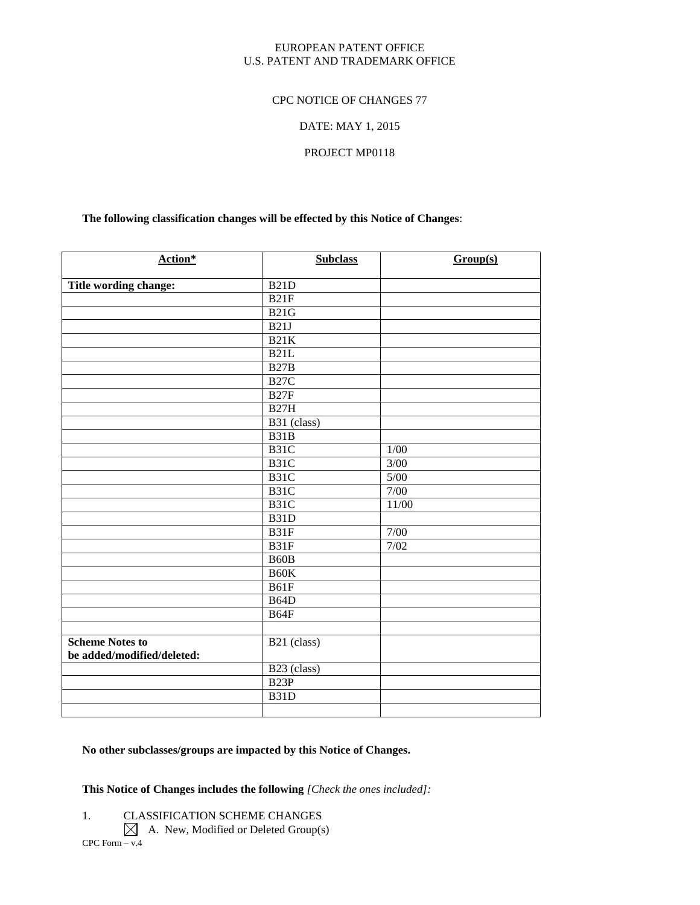EUROPEAN PATENT OFFICE
U.S. PATENT AND TRADEMARK OFFICE

CPC NOTICE OF CHANGES 77

DATE: MAY 1, 2015

PROJECT MP0118

**The following classification changes will be effected by this Notice of Changes**:

| Action* | Subclass | Group(s) |
|---|---|---|
| **Title wording change:** | B21D | |
| | B21F | |
| | B21G | |
| | B21J | |
| | B21K | |
| | B21L | |
| | B27B | |
| | B27C | |
| | B27F | |
| | B27H | |
| | B31 (class) | |
| | B31B | |
| | B31C | 1/00 |
| | B31C | 3/00 |
| | B31C | 5/00 |
| | B31C | 7/00 |
| | B31C | 11/00 |
| | B31D | |
| | B31F | 7/00 |
| | B31F | 7/02 |
| | B60B | |
| | B60K | |
| | B61F | |
| | B64D | |
| | B64F | |
| | | |
| **Scheme Notes to be added/modified/deleted:** | B21 (class) | |
| | B23 (class) | |
| | B23P | |
| | B31D | |
| | | |

**No other subclasses/groups are impacted by this Notice of Changes.**

**This Notice of Changes includes the following** *[Check the ones included]:*

1. CLASSIFICATION SCHEME CHANGES
   - ☒ A. New, Modified or Deleted Group(s)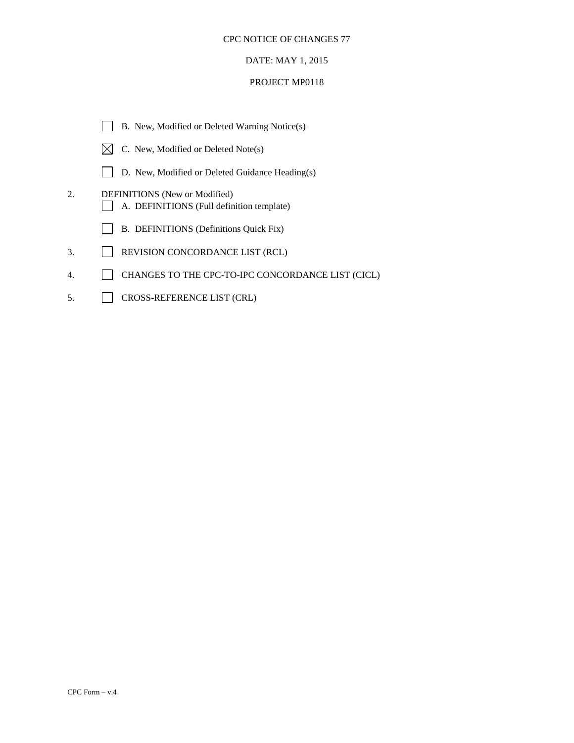CPC NOTICE OF CHANGES 77

DATE: MAY 1, 2015

PROJECT MP0118

- [ ] B. New, Modified or Deleted Warning Notice(s)
- [x] C. New, Modified or Deleted Note(s)
- [ ] D. New, Modified or Deleted Guidance Heading(s)

2. DEFINITIONS (New or Modified)
   - [ ] A. DEFINITIONS (Full definition template)
   - [ ] B. DEFINITIONS (Definitions Quick Fix)
3. [ ] REVISION CONCORDANCE LIST (RCL)
4. [ ] CHANGES TO THE CPC-TO-IPC CONCORDANCE LIST (CICL)
5. [ ] CROSS-REFERENCE LIST (CRL)

CPC Form – v.4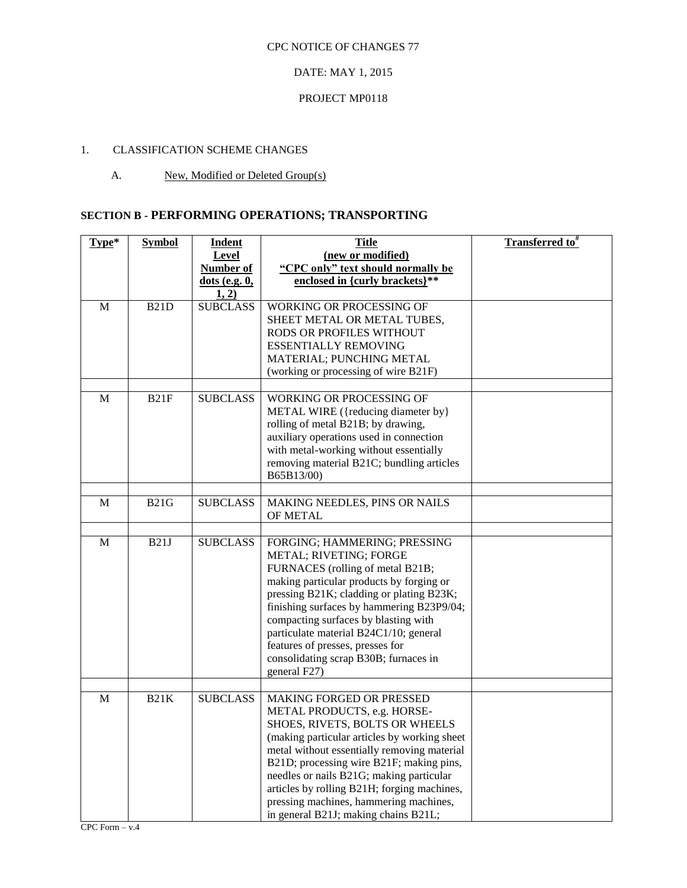CPC NOTICE OF CHANGES 77

DATE: MAY 1, 2015

PROJECT MP0118

1. CLASSIFICATION SCHEME CHANGES

A. New, Modified or Deleted Group(s)

## SECTION B - PERFORMING OPERATIONS; TRANSPORTING

| Type* | Symbol | Indent Level Number of dots (e.g. 0, 1, 2) | Title (new or modified) "CPC only" text should normally be enclosed in {curly brackets}** | Transferred to# |
|---|---|---|---|---|
| M | B21D | SUBCLASS | WORKING OR PROCESSING OF SHEET METAL OR METAL TUBES, RODS OR PROFILES WITHOUT ESSENTIALLY REMOVING MATERIAL; PUNCHING METAL (working or processing of wire B21F) | |
| | | | | |
| M | B21F | SUBCLASS | WORKING OR PROCESSING OF METAL WIRE ({reducing diameter by} rolling of metal B21B; by drawing, auxiliary operations used in connection with metal-working without essentially removing material B21C; bundling articles B65B13/00) | |
| | | | | |
| M | B21G | SUBCLASS | MAKING NEEDLES, PINS OR NAILS OF METAL | |
| | | | | |
| M | B21J | SUBCLASS | FORGING; HAMMERING; PRESSING METAL; RIVETING; FORGE FURNACES (rolling of metal B21B; making particular products by forging or pressing B21K; cladding or plating B23K; finishing surfaces by hammering B23P9/04; compacting surfaces by blasting with particulate material B24C1/10; general features of presses, presses for consolidating scrap B30B; furnaces in general F27) | |
| | | | | |
| M | B21K | SUBCLASS | MAKING FORGED OR PRESSED METAL PRODUCTS, e.g. HORSE-SHOES, RIVETS, BOLTS OR WHEELS (making particular articles by working sheet metal without essentially removing material B21D; processing wire B21F; making pins, needles or nails B21G; making particular articles by rolling B21H; forging machines, pressing machines, hammering machines, in general B21J; making chains B21L; | |

CPC Form – v.4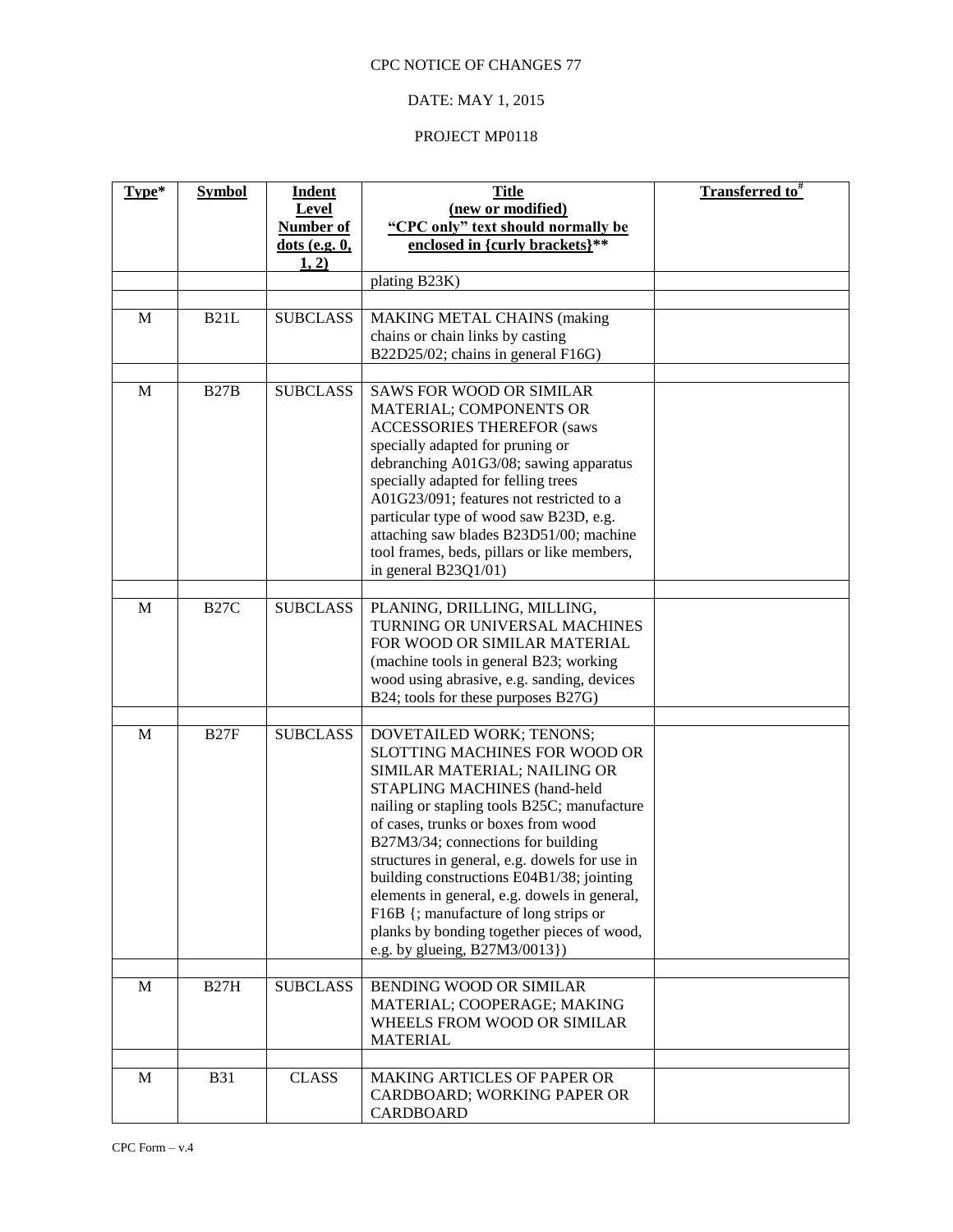CPC NOTICE OF CHANGES 77

DATE: MAY 1, 2015

PROJECT MP0118

| Type* | Symbol | Indent Level Number of dots (e.g. 0, 1, 2) | Title (new or modified) "CPC only" text should normally be enclosed in {curly brackets}** | Transferred to# |
|---|---|---|---|---|
| | | | plating B23K) | |
| | | | | |
| M | B21L | SUBCLASS | MAKING METAL CHAINS (making chains or chain links by casting B22D25/02; chains in general F16G) | |
| | | | | |
| M | B27B | SUBCLASS | SAWS FOR WOOD OR SIMILAR MATERIAL; COMPONENTS OR ACCESSORIES THEREFOR (saws specially adapted for pruning or debranching A01G3/08; sawing apparatus specially adapted for felling trees A01G23/091; features not restricted to a particular type of wood saw B23D, e.g. attaching saw blades B23D51/00; machine tool frames, beds, pillars or like members, in general B23Q1/01) | |
| | | | | |
| M | B27C | SUBCLASS | PLANING, DRILLING, MILLING, TURNING OR UNIVERSAL MACHINES FOR WOOD OR SIMILAR MATERIAL (machine tools in general B23; working wood using abrasive, e.g. sanding, devices B24; tools for these purposes B27G) | |
| | | | | |
| M | B27F | SUBCLASS | DOVETAILED WORK; TENONS; SLOTTING MACHINES FOR WOOD OR SIMILAR MATERIAL; NAILING OR STAPLING MACHINES (hand-held nailing or stapling tools B25C; manufacture of cases, trunks or boxes from wood B27M3/34; connections for building structures in general, e.g. dowels for use in building constructions E04B1/38; jointing elements in general, e.g. dowels in general, F16B {; manufacture of long strips or planks by bonding together pieces of wood, e.g. by glueing, B27M3/0013}) | |
| | | | | |
| M | B27H | SUBCLASS | BENDING WOOD OR SIMILAR MATERIAL; COOPERAGE; MAKING WHEELS FROM WOOD OR SIMILAR MATERIAL | |
| | | | | |
| M | B31 | CLASS | MAKING ARTICLES OF PAPER OR CARDBOARD; WORKING PAPER OR CARDBOARD | |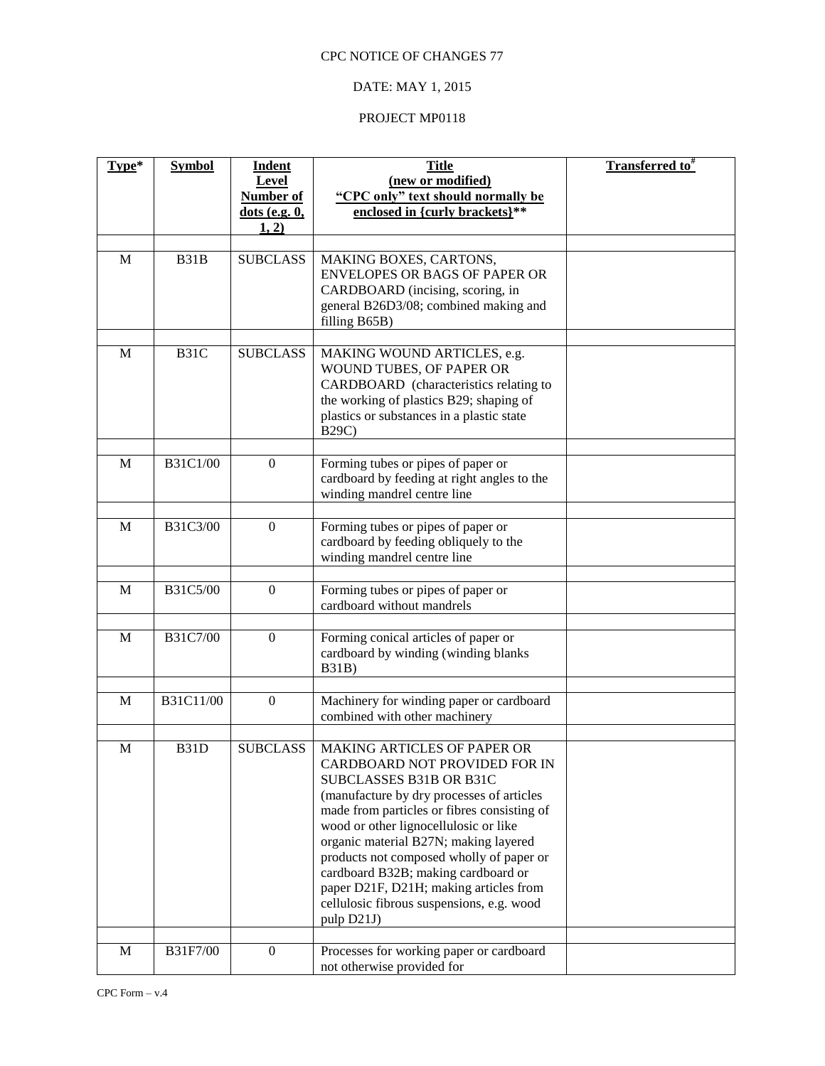CPC NOTICE OF CHANGES 77

DATE: MAY 1, 2015

PROJECT MP0118

| Type* | Symbol | Indent Level Number of dots (e.g. 0, 1, 2) | Title (new or modified) "CPC only" text should normally be enclosed in {curly brackets}** | Transferred to# |
|---|---|---|---|---|
| M | B31B | SUBCLASS | MAKING BOXES, CARTONS, ENVELOPES OR BAGS OF PAPER OR CARDBOARD (incising, scoring, in general B26D3/08; combined making and filling B65B) | |
| M | B31C | SUBCLASS | MAKING WOUND ARTICLES, e.g. WOUND TUBES, OF PAPER OR CARDBOARD (characteristics relating to the working of plastics B29; shaping of plastics or substances in a plastic state B29C) | |
| M | B31C1/00 | 0 | Forming tubes or pipes of paper or cardboard by feeding at right angles to the winding mandrel centre line | |
| M | B31C3/00 | 0 | Forming tubes or pipes of paper or cardboard by feeding obliquely to the winding mandrel centre line | |
| M | B31C5/00 | 0 | Forming tubes or pipes of paper or cardboard without mandrels | |
| M | B31C7/00 | 0 | Forming conical articles of paper or cardboard by winding (winding blanks B31B) | |
| M | B31C11/00 | 0 | Machinery for winding paper or cardboard combined with other machinery | |
| M | B31D | SUBCLASS | MAKING ARTICLES OF PAPER OR CARDBOARD NOT PROVIDED FOR IN SUBCLASSES B31B OR B31C (manufacture by dry processes of articles made from particles or fibres consisting of wood or other lignocellulosic or like organic material B27N; making layered products not composed wholly of paper or cardboard B32B; making cardboard or paper D21F, D21H; making articles from cellulosic fibrous suspensions, e.g. wood pulp D21J) | |
| M | B31F7/00 | 0 | Processes for working paper or cardboard not otherwise provided for | |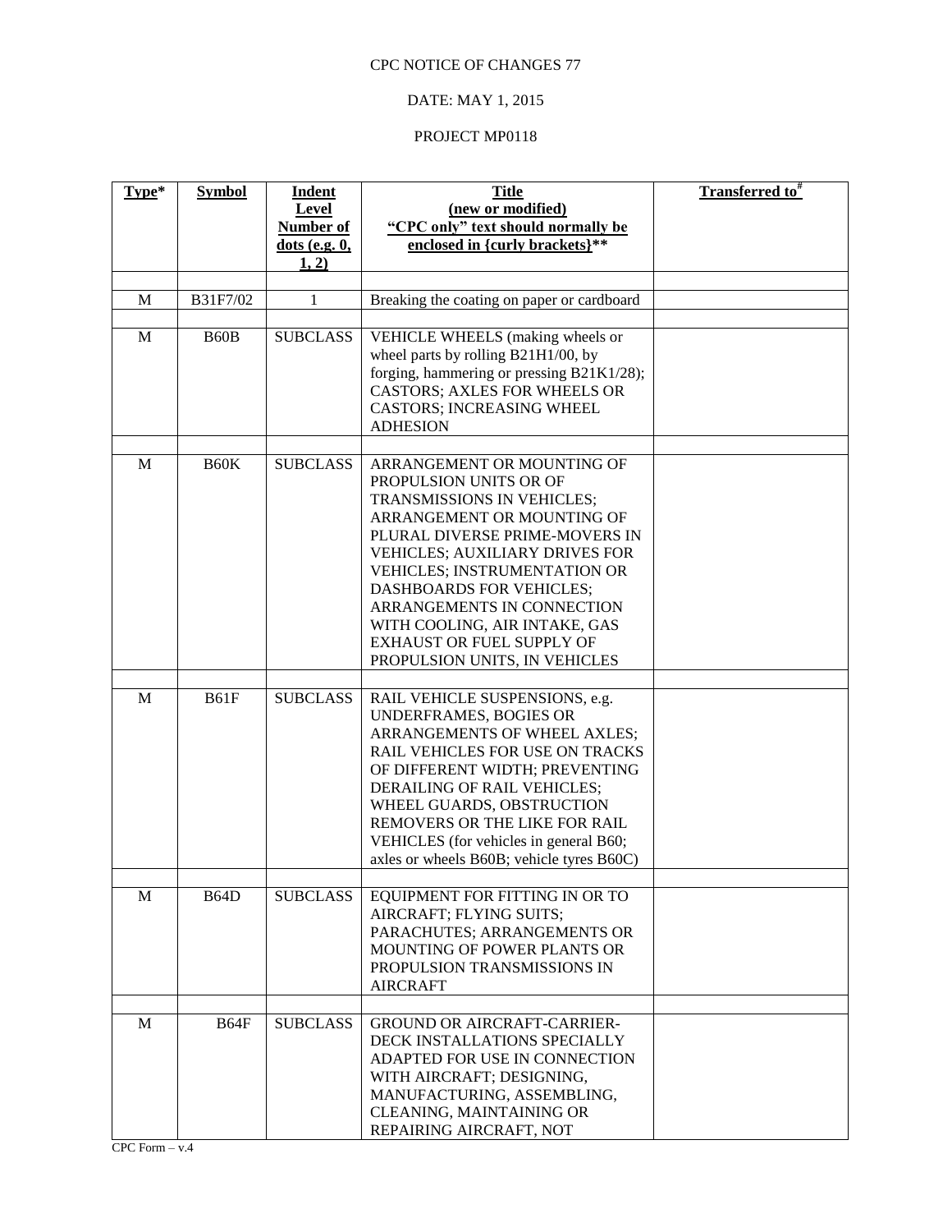CPC NOTICE OF CHANGES 77

DATE: MAY 1, 2015

PROJECT MP0118

| Type* | Symbol | Indent Level Number of dots (e.g. 0, 1, 2) | Title (new or modified) "CPC only" text should normally be enclosed in {curly brackets}** | Transferred to# |
|---|---|---|---|---|
| | | | | |
| M | B31F7/02 | 1 | Breaking the coating on paper or cardboard | |
| | | | | |
| M | B60B | SUBCLASS | VEHICLE WHEELS (making wheels or wheel parts by rolling B21H1/00, by forging, hammering or pressing B21K1/28); CASTORS; AXLES FOR WHEELS OR CASTORS; INCREASING WHEEL ADHESION | |
| | | | | |
| M | B60K | SUBCLASS | ARRANGEMENT OR MOUNTING OF PROPULSION UNITS OR OF TRANSMISSIONS IN VEHICLES; ARRANGEMENT OR MOUNTING OF PLURAL DIVERSE PRIME-MOVERS IN VEHICLES; AUXILIARY DRIVES FOR VEHICLES; INSTRUMENTATION OR DASHBOARDS FOR VEHICLES; ARRANGEMENTS IN CONNECTION WITH COOLING, AIR INTAKE, GAS EXHAUST OR FUEL SUPPLY OF PROPULSION UNITS, IN VEHICLES | |
| | | | | |
| M | B61F | SUBCLASS | RAIL VEHICLE SUSPENSIONS, e.g. UNDERFRAMES, BOGIES OR ARRANGEMENTS OF WHEEL AXLES; RAIL VEHICLES FOR USE ON TRACKS OF DIFFERENT WIDTH; PREVENTING DERAILING OF RAIL VEHICLES; WHEEL GUARDS, OBSTRUCTION REMOVERS OR THE LIKE FOR RAIL VEHICLES (for vehicles in general B60; axles or wheels B60B; vehicle tyres B60C) | |
| | | | | |
| M | B64D | SUBCLASS | EQUIPMENT FOR FITTING IN OR TO AIRCRAFT; FLYING SUITS; PARACHUTES; ARRANGEMENTS OR MOUNTING OF POWER PLANTS OR PROPULSION TRANSMISSIONS IN AIRCRAFT | |
| | | | | |
| M | B64F | SUBCLASS | GROUND OR AIRCRAFT-CARRIER-DECK INSTALLATIONS SPECIALLY ADAPTED FOR USE IN CONNECTION WITH AIRCRAFT; DESIGNING, MANUFACTURING, ASSEMBLING, CLEANING, MAINTAINING OR REPAIRING AIRCRAFT, NOT | |

CPC Form – v.4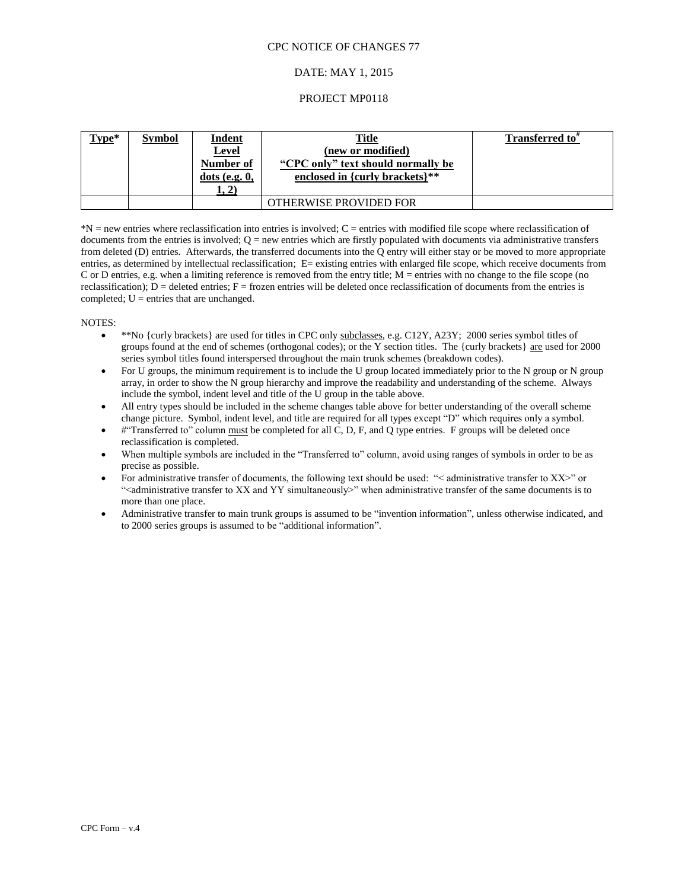CPC NOTICE OF CHANGES 77

DATE: MAY 1, 2015

PROJECT MP0118

| **Type*** | **Symbol** | **Indent Level Number of dots (e.g. 0, 1, 2)** | **Title (new or modified) "CPC only" text should normally be enclosed in {curly brackets}**** | **Transferred to#** |
|---|---|---|---|---|
| | | | OTHERWISE PROVIDED FOR | |

*N = new entries where reclassification into entries is involved; C = entries with modified file scope where reclassification of documents from the entries is involved; Q = new entries which are firstly populated with documents via administrative transfers from deleted (D) entries. Afterwards, the transferred documents into the Q entry will either stay or be moved to more appropriate entries, as determined by intellectual reclassification; E= existing entries with enlarged file scope, which receive documents from C or D entries, e.g. when a limiting reference is removed from the entry title; M = entries with no change to the file scope (no reclassification); D = deleted entries; F = frozen entries will be deleted once reclassification of documents from the entries is completed; U = entries that are unchanged.

NOTES:

- **No {curly brackets} are used for titles in CPC only subclasses, e.g. C12Y, A23Y; 2000 series symbol titles of groups found at the end of schemes (orthogonal codes); or the Y section titles. The {curly brackets} are used for 2000 series symbol titles found interspersed throughout the main trunk schemes (breakdown codes).
- For U groups, the minimum requirement is to include the U group located immediately prior to the N group or N group array, in order to show the N group hierarchy and improve the readability and understanding of the scheme. Always include the symbol, indent level and title of the U group in the table above.
- All entry types should be included in the scheme changes table above for better understanding of the overall scheme change picture. Symbol, indent level, and title are required for all types except "D" which requires only a symbol.
- #"Transferred to" column must be completed for all C, D, F, and Q type entries. F groups will be deleted once reclassification is completed.
- When multiple symbols are included in the "Transferred to" column, avoid using ranges of symbols in order to be as precise as possible.
- For administrative transfer of documents, the following text should be used: "< administrative transfer to XX>" or "<administrative transfer to XX and YY simultaneously>" when administrative transfer of the same documents is to more than one place.
- Administrative transfer to main trunk groups is assumed to be "invention information", unless otherwise indicated, and to 2000 series groups is assumed to be "additional information".

CPC Form – v.4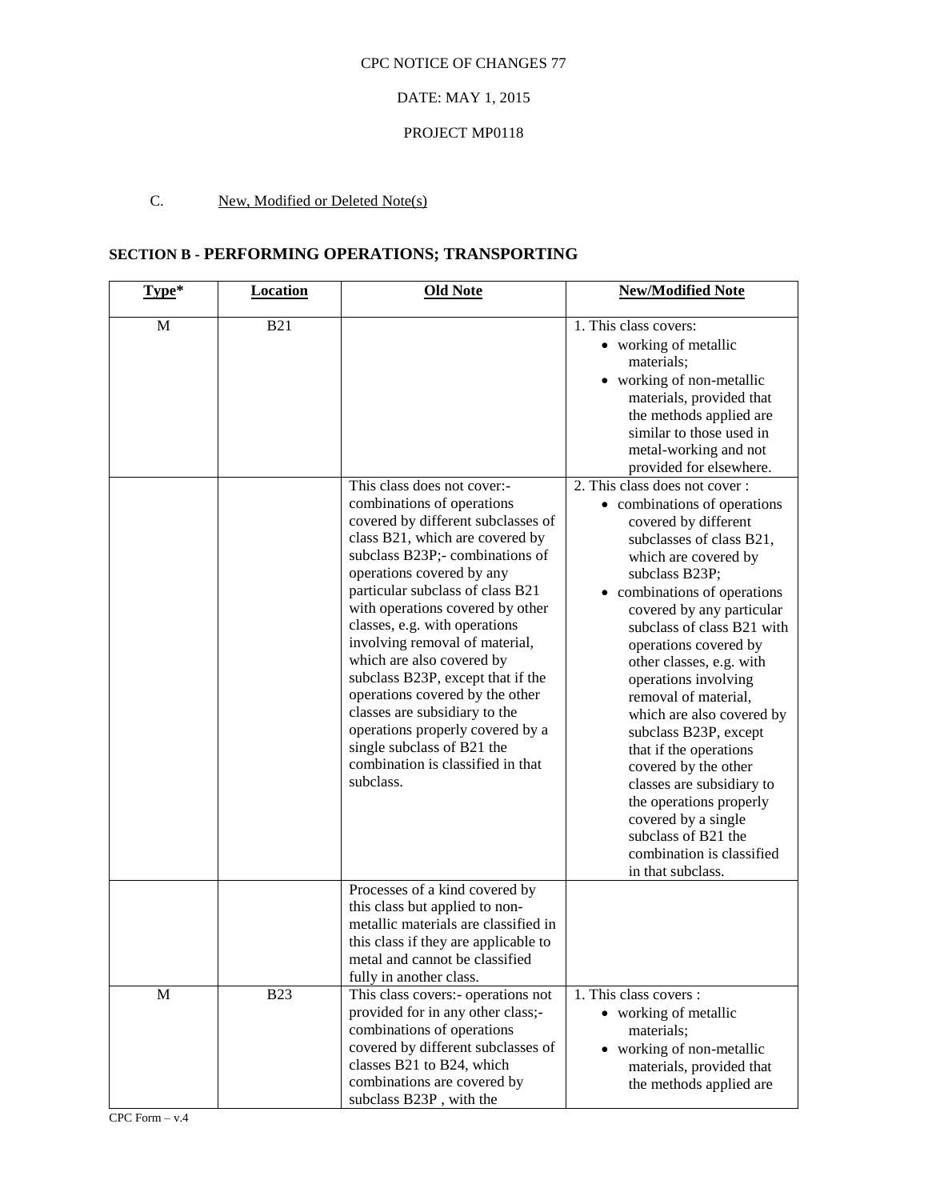CPC NOTICE OF CHANGES 77

DATE: MAY 1, 2015

PROJECT MP0118

C. New, Modified or Deleted Note(s)

## SECTION B - PERFORMING OPERATIONS; TRANSPORTING

| Type* | Location | Old Note | New/Modified Note |
|---|---|---|---|
| M | B21 | | 1. This class covers: <br>• working of metallic materials; <br>• working of non-metallic materials, provided that the methods applied are similar to those used in metal-working and not provided for elsewhere. |
| | | This class does not cover:- combinations of operations covered by different subclasses of class B21, which are covered by subclass B23P;- combinations of operations covered by any particular subclass of class B21 with operations covered by other classes, e.g. with operations involving removal of material, which are also covered by subclass B23P, except that if the operations covered by the other classes are subsidiary to the operations properly covered by a single subclass of B21 the combination is classified in that subclass. | 2. This class does not cover : <br>• combinations of operations covered by different subclasses of class B21, which are covered by subclass B23P; <br>• combinations of operations covered by any particular subclass of class B21 with operations covered by other classes, e.g. with operations involving removal of material, which are also covered by subclass B23P, except that if the operations covered by the other classes are subsidiary to the operations properly covered by a single subclass of B21 the combination is classified in that subclass. |
| | | Processes of a kind covered by this class but applied to non-metallic materials are classified in this class if they are applicable to metal and cannot be classified fully in another class. | |
| M | B23 | This class covers:- operations not provided for in any other class;- combinations of operations covered by different subclasses of classes B21 to B24, which combinations are covered by subclass B23P , with the | 1. This class covers : <br>• working of metallic materials; <br>• working of non-metallic materials, provided that the methods applied are |

CPC Form – v.4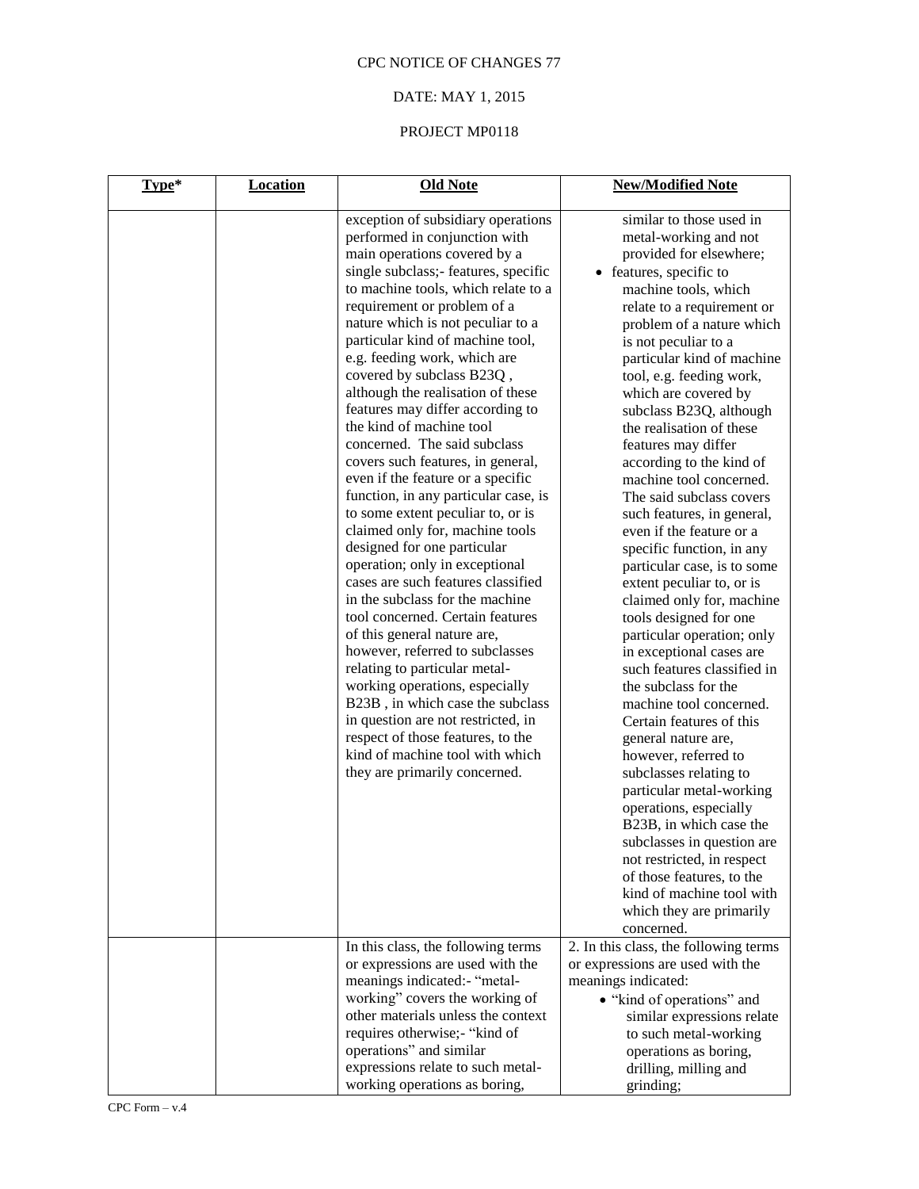CPC NOTICE OF CHANGES 77

DATE: MAY 1, 2015

PROJECT MP0118

| Type* | Location | Old Note | New/Modified Note |
|---|---|---|---|
| | | exception of subsidiary operations performed in conjunction with main operations covered by a single subclass;- features, specific to machine tools, which relate to a requirement or problem of a nature which is not peculiar to a particular kind of machine tool, e.g. feeding work, which are covered by subclass B23Q , although the realisation of these features may differ according to the kind of machine tool concerned. The said subclass covers such features, in general, even if the feature or a specific function, in any particular case, is to some extent peculiar to, or is claimed only for, machine tools designed for one particular operation; only in exceptional cases are such features classified in the subclass for the machine tool concerned. Certain features of this general nature are, however, referred to subclasses relating to particular metal-working operations, especially B23B , in which case the subclass in question are not restricted, in respect of those features, to the kind of machine tool with which they are primarily concerned. | similar to those used in metal-working and not provided for elsewhere;<br>• features, specific to machine tools, which relate to a requirement or problem of a nature which is not peculiar to a particular kind of machine tool, e.g. feeding work, which are covered by subclass B23Q, although the realisation of these features may differ according to the kind of machine tool concerned. The said subclass covers such features, in general, even if the feature or a specific function, in any particular case, is to some extent peculiar to, or is claimed only for, machine tools designed for one particular operation; only in exceptional cases are such features classified in the subclass for the machine tool concerned. Certain features of this general nature are, however, referred to subclasses relating to particular metal-working operations, especially B23B, in which case the subclasses in question are not restricted, in respect of those features, to the kind of machine tool with which they are primarily concerned. |
| | | In this class, the following terms or expressions are used with the meanings indicated:- "metal-working" covers the working of other materials unless the context requires otherwise;- "kind of operations" and similar expressions relate to such metal-working operations as boring, | 2. In this class, the following terms or expressions are used with the meanings indicated:<br>• "kind of operations" and similar expressions relate to such metal-working operations as boring, drilling, milling and grinding; |

CPC Form – v.4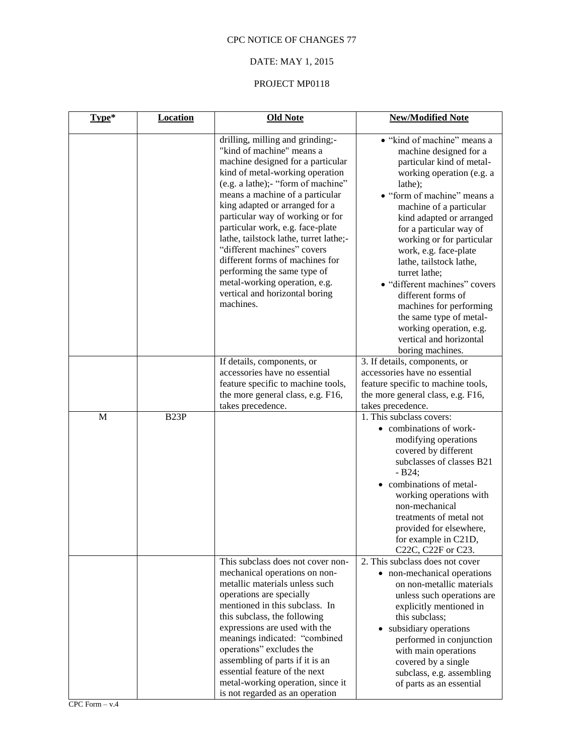CPC NOTICE OF CHANGES 77

DATE: MAY 1, 2015

PROJECT MP0118

| Type* | Location | Old Note | New/Modified Note |
|---|---|---|---|
| | | drilling, milling and grinding;- "kind of machine" means a machine designed for a particular kind of metal-working operation (e.g. a lathe);- "form of machine" means a machine of a particular king adapted or arranged for a particular way of working or for particular work, e.g. face-plate lathe, tailstock lathe, turret lathe;- "different machines" covers different forms of machines for performing the same type of metal-working operation, e.g. vertical and horizontal boring machines. | • "kind of machine" means a machine designed for a particular kind of metal-working operation (e.g. a lathe); • "form of machine" means a machine of a particular kind adapted or arranged for a particular way of working or for particular work, e.g. face-plate lathe, tailstock lathe, turret lathe; • "different machines" covers different forms of machines for performing the same type of metal-working operation, e.g. vertical and horizontal boring machines. |
| | | If details, components, or accessories have no essential feature specific to machine tools, the more general class, e.g. F16, takes precedence. | 3. If details, components, or accessories have no essential feature specific to machine tools, the more general class, e.g. F16, takes precedence. |
| M | B23P | | 1. This subclass covers: • combinations of work-modifying operations covered by different subclasses of classes B21 - B24; • combinations of metal-working operations with non-mechanical treatments of metal not provided for elsewhere, for example in C21D, C22C, C22F or C23. |
| | | This subclass does not cover non-mechanical operations on non-metallic materials unless such operations are specially mentioned in this subclass. In this subclass, the following expressions are used with the meanings indicated: "combined operations" excludes the assembling of parts if it is an essential feature of the next metal-working operation, since it is not regarded as an operation | 2. This subclass does not cover • non-mechanical operations on non-metallic materials unless such operations are explicitly mentioned in this subclass; • subsidiary operations performed in conjunction with main operations covered by a single subclass, e.g. assembling of parts as an essential |

CPC Form – v.4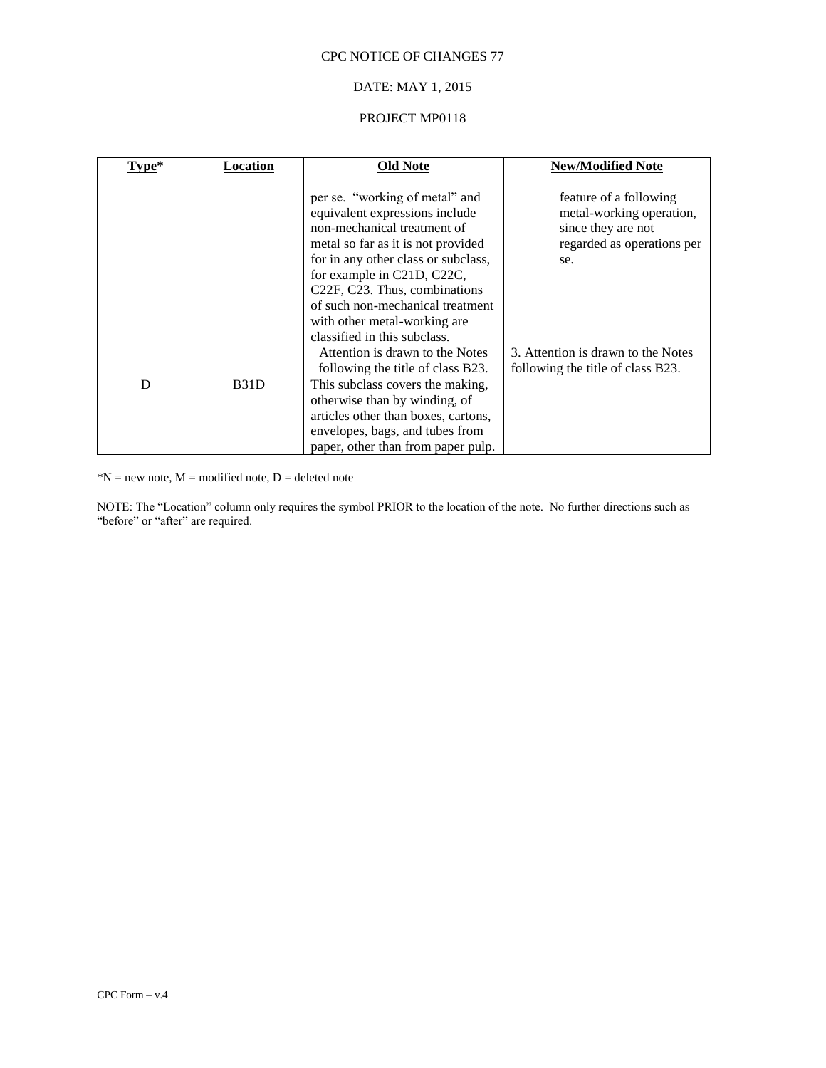CPC NOTICE OF CHANGES 77

DATE: MAY 1, 2015

PROJECT MP0118

| **Type*** | **Location** | **Old Note** | **New/Modified Note** |
|---|---|---|---|
| | | per se. "working of metal" and equivalent expressions include non-mechanical treatment of metal so far as it is not provided for in any other class or subclass, for example in C21D, C22C, C22F, C23. Thus, combinations of such non-mechanical treatment with other metal-working are classified in this subclass. | feature of a following metal-working operation, since they are not regarded as operations per se. |
| | | Attention is drawn to the Notes following the title of class B23. | 3. Attention is drawn to the Notes following the title of class B23. |
| D | B31D | This subclass covers the making, otherwise than by winding, of articles other than boxes, cartons, envelopes, bags, and tubes from paper, other than from paper pulp. | |

*N = new note, M = modified note, D = deleted note

NOTE: The "Location" column only requires the symbol PRIOR to the location of the note. No further directions such as "before" or "after" are required.

CPC Form – v.4